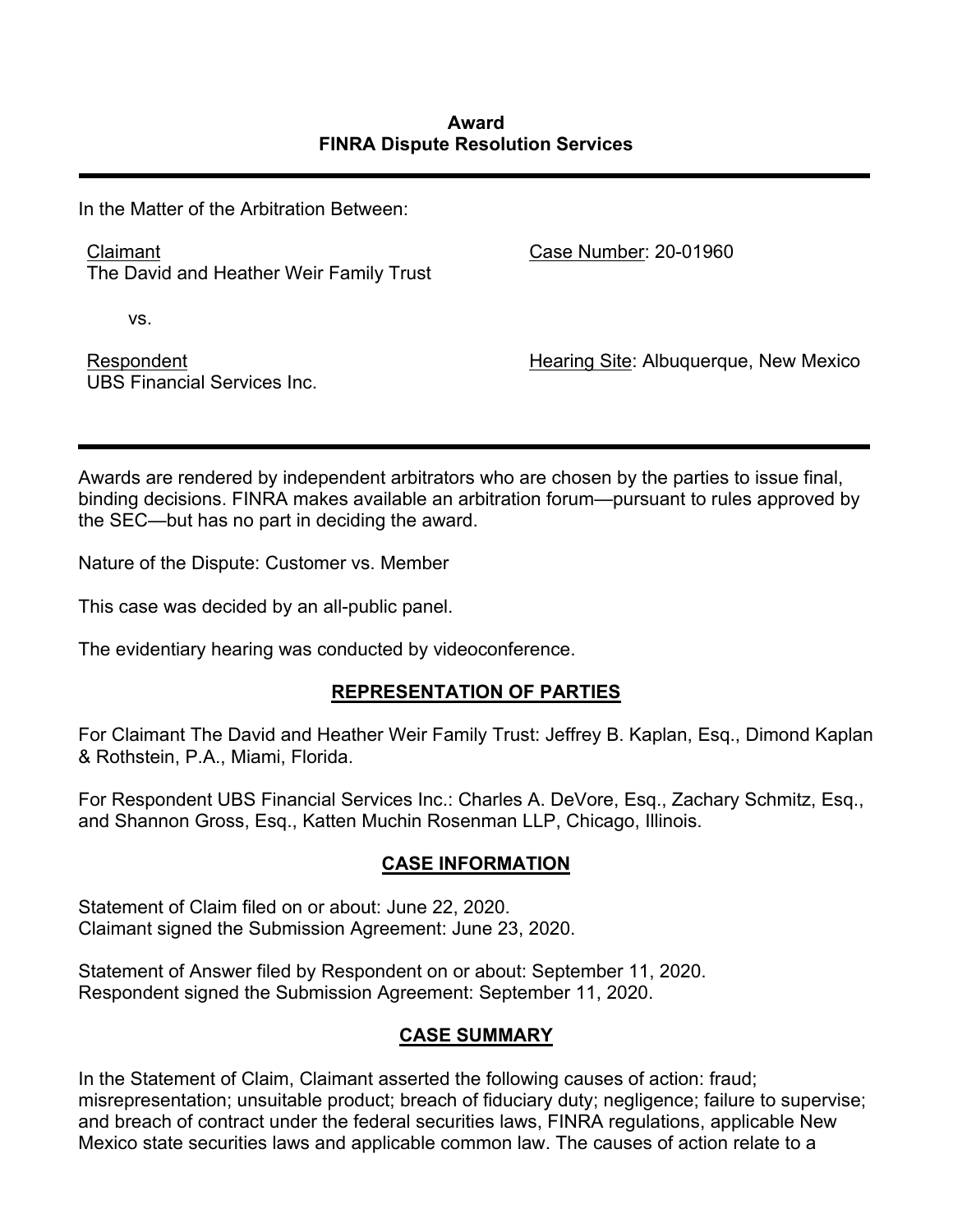**Award**
**FINRA Dispute Resolution Services**

---

In the Matter of the Arbitration Between:

Claimant
The David and Heather Weir Family Trust

Case Number: 20-01960

vs.

Respondent
UBS Financial Services Inc.

Hearing Site: Albuquerque, New Mexico

---

Awards are rendered by independent arbitrators who are chosen by the parties to issue final, binding decisions. FINRA makes available an arbitration forum—pursuant to rules approved by the SEC—but has no part in deciding the award.

Nature of the Dispute: Customer vs. Member

This case was decided by an all-public panel.

The evidentiary hearing was conducted by videoconference.

## REPRESENTATION OF PARTIES

For Claimant The David and Heather Weir Family Trust: Jeffrey B. Kaplan, Esq., Dimond Kaplan & Rothstein, P.A., Miami, Florida.

For Respondent UBS Financial Services Inc.: Charles A. DeVore, Esq., Zachary Schmitz, Esq., and Shannon Gross, Esq., Katten Muchin Rosenman LLP, Chicago, Illinois.

## CASE INFORMATION

Statement of Claim filed on or about: June 22, 2020.
Claimant signed the Submission Agreement: June 23, 2020.

Statement of Answer filed by Respondent on or about: September 11, 2020.
Respondent signed the Submission Agreement: September 11, 2020.

## CASE SUMMARY

In the Statement of Claim, Claimant asserted the following causes of action: fraud; misrepresentation; unsuitable product; breach of fiduciary duty; negligence; failure to supervise; and breach of contract under the federal securities laws, FINRA regulations, applicable New Mexico state securities laws and applicable common law. The causes of action relate to a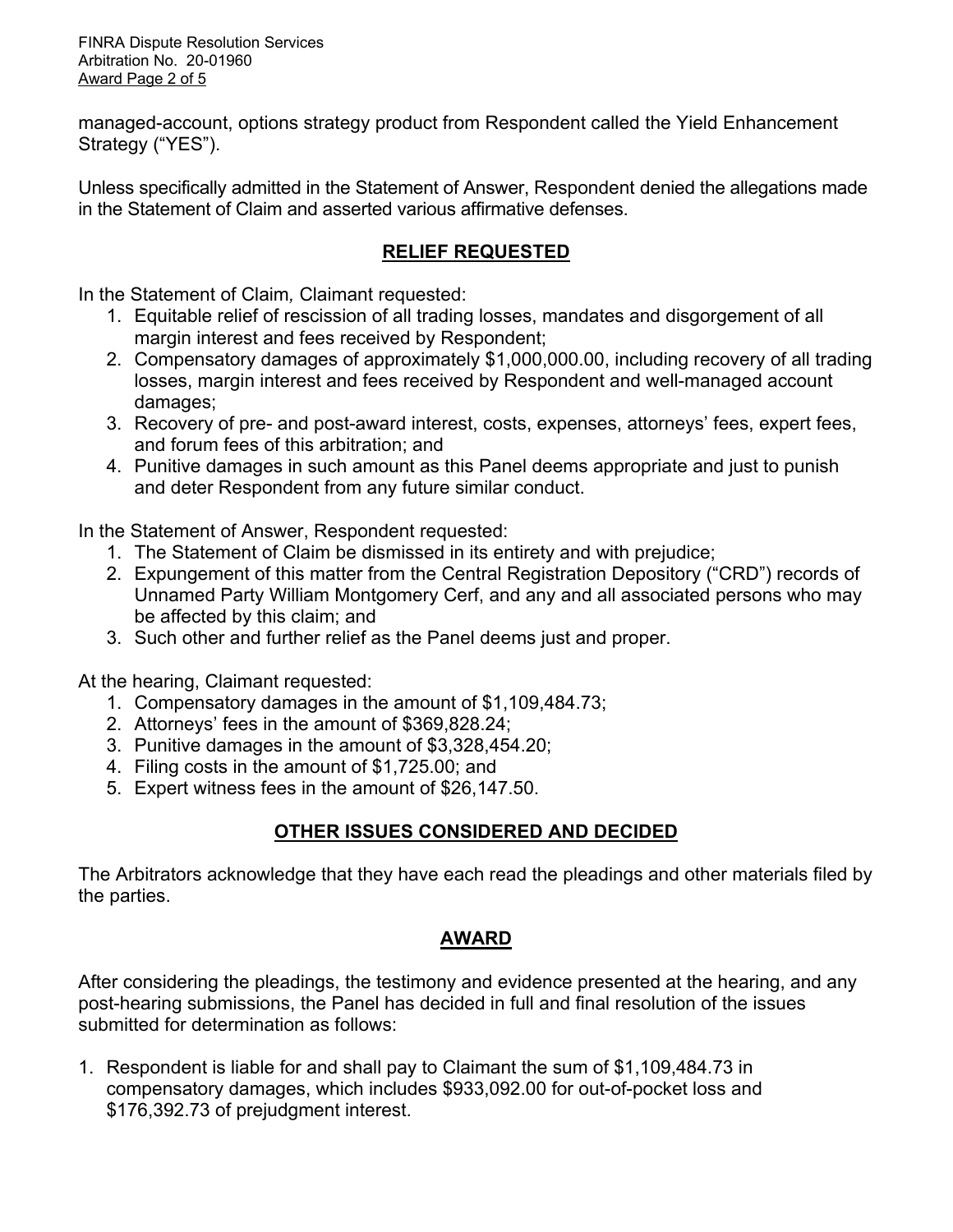managed-account, options strategy product from Respondent called the Yield Enhancement Strategy ("YES").

Unless specifically admitted in the Statement of Answer, Respondent denied the allegations made in the Statement of Claim and asserted various affirmative defenses.

## RELIEF REQUESTED

In the Statement of Claim, Claimant requested:

1. Equitable relief of rescission of all trading losses, mandates and disgorgement of all margin interest and fees received by Respondent;
2. Compensatory damages of approximately $1,000,000.00, including recovery of all trading losses, margin interest and fees received by Respondent and well-managed account damages;
3. Recovery of pre- and post-award interest, costs, expenses, attorneys' fees, expert fees, and forum fees of this arbitration; and
4. Punitive damages in such amount as this Panel deems appropriate and just to punish and deter Respondent from any future similar conduct.

In the Statement of Answer, Respondent requested:

1. The Statement of Claim be dismissed in its entirety and with prejudice;
2. Expungement of this matter from the Central Registration Depository ("CRD") records of Unnamed Party William Montgomery Cerf, and any and all associated persons who may be affected by this claim; and
3. Such other and further relief as the Panel deems just and proper.

At the hearing, Claimant requested:

1. Compensatory damages in the amount of $1,109,484.73;
2. Attorneys' fees in the amount of $369,828.24;
3. Punitive damages in the amount of $3,328,454.20;
4. Filing costs in the amount of $1,725.00; and
5. Expert witness fees in the amount of $26,147.50.

## OTHER ISSUES CONSIDERED AND DECIDED

The Arbitrators acknowledge that they have each read the pleadings and other materials filed by the parties.

## AWARD

After considering the pleadings, the testimony and evidence presented at the hearing, and any post-hearing submissions, the Panel has decided in full and final resolution of the issues submitted for determination as follows:

1. Respondent is liable for and shall pay to Claimant the sum of $1,109,484.73 in compensatory damages, which includes $933,092.00 for out-of-pocket loss and $176,392.73 of prejudgment interest.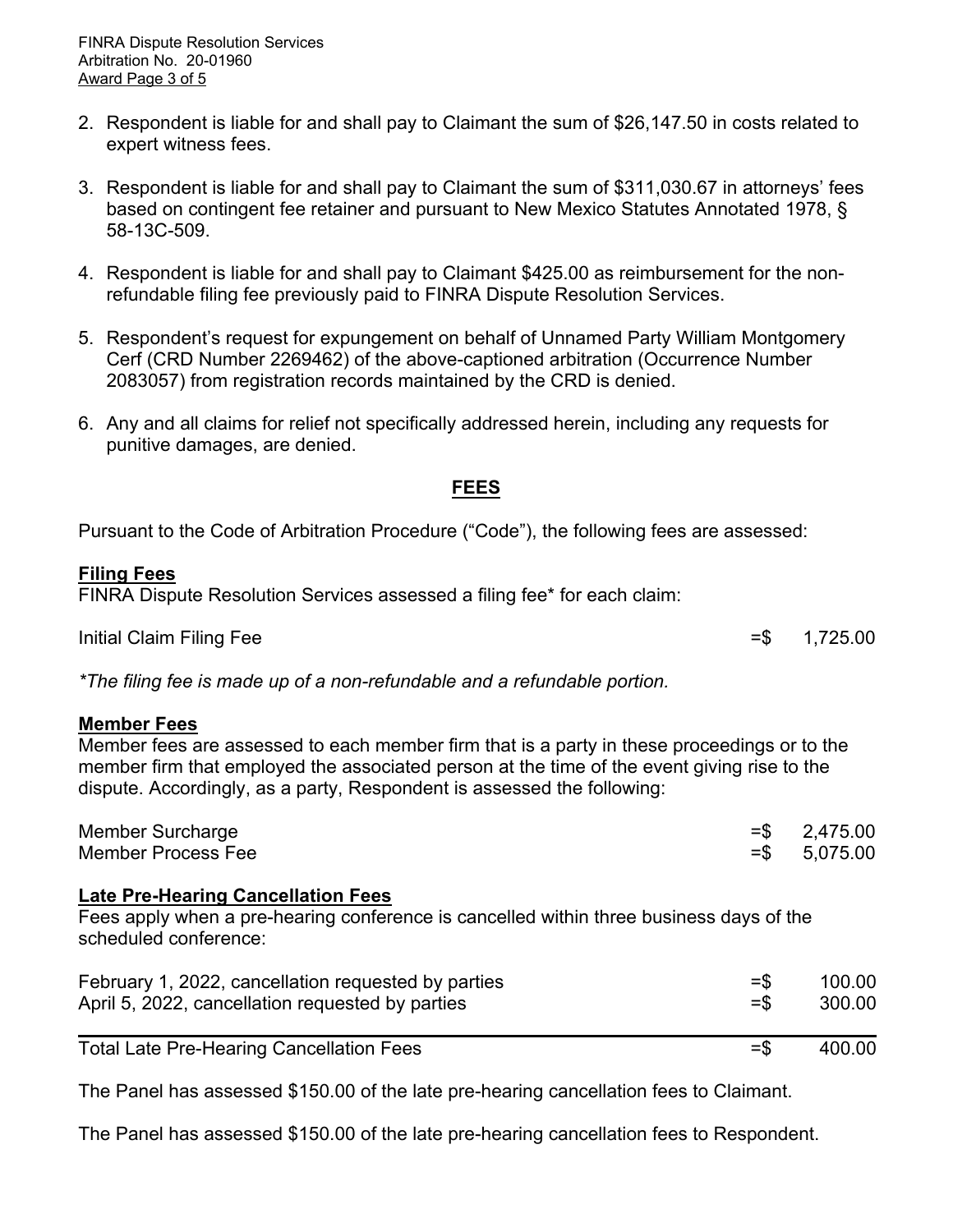2. Respondent is liable for and shall pay to Claimant the sum of $26,147.50 in costs related to expert witness fees.

3. Respondent is liable for and shall pay to Claimant the sum of $311,030.67 in attorneys' fees based on contingent fee retainer and pursuant to New Mexico Statutes Annotated 1978, § 58-13C-509.

4. Respondent is liable for and shall pay to Claimant $425.00 as reimbursement for the non-refundable filing fee previously paid to FINRA Dispute Resolution Services.

5. Respondent's request for expungement on behalf of Unnamed Party William Montgomery Cerf (CRD Number 2269462) of the above-captioned arbitration (Occurrence Number 2083057) from registration records maintained by the CRD is denied.

6. Any and all claims for relief not specifically addressed herein, including any requests for punitive damages, are denied.

## FEES

Pursuant to the Code of Arbitration Procedure ("Code"), the following fees are assessed:

### Filing Fees

FINRA Dispute Resolution Services assessed a filing fee* for each claim:

| | |
|---|---|
| Initial Claim Filing Fee | =$ 1,725.00 |

*The filing fee is made up of a non-refundable and a refundable portion.*

### Member Fees

Member fees are assessed to each member firm that is a party in these proceedings or to the member firm that employed the associated person at the time of the event giving rise to the dispute. Accordingly, as a party, Respondent is assessed the following:

| | |
|---|---|
| Member Surcharge | =$ 2,475.00 |
| Member Process Fee | =$ 5,075.00 |

### Late Pre-Hearing Cancellation Fees

Fees apply when a pre-hearing conference is cancelled within three business days of the scheduled conference:

| | |
|---|---|
| February 1, 2022, cancellation requested by parties | =$ 100.00 |
| April 5, 2022, cancellation requested by parties | =$ 300.00 |
| Total Late Pre-Hearing Cancellation Fees | =$ 400.00 |

The Panel has assessed $150.00 of the late pre-hearing cancellation fees to Claimant.

The Panel has assessed $150.00 of the late pre-hearing cancellation fees to Respondent.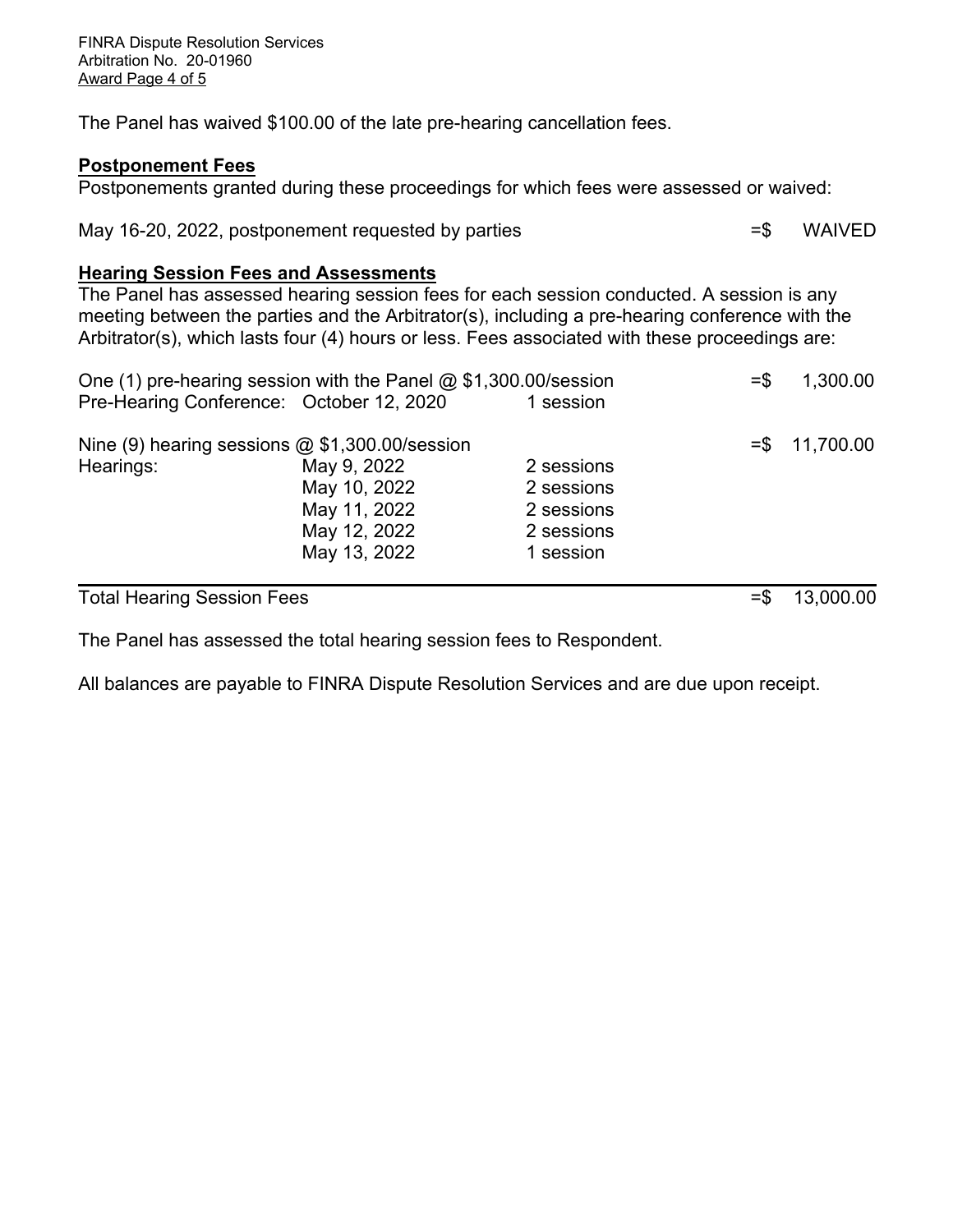The Panel has waived $100.00 of the late pre-hearing cancellation fees.

**Postponement Fees**

Postponements granted during these proceedings for which fees were assessed or waived:

| | |
|---|---|
| May 16-20, 2022, postponement requested by parties | =$ WAIVED |

**Hearing Session Fees and Assessments**

The Panel has assessed hearing session fees for each session conducted. A session is any meeting between the parties and the Arbitrator(s), including a pre-hearing conference with the Arbitrator(s), which lasts four (4) hours or less. Fees associated with these proceedings are:

| | | | |
|---|---|---|---|
| One (1) pre-hearing session with the Panel @ $1,300.00/session | | | =$ 1,300.00 |
| Pre-Hearing Conference: | October 12, 2020 | 1 session | |
| Nine (9) hearing sessions @ $1,300.00/session | | | =$ 11,700.00 |
| Hearings: | May 9, 2022 | 2 sessions | |
| | May 10, 2022 | 2 sessions | |
| | May 11, 2022 | 2 sessions | |
| | May 12, 2022 | 2 sessions | |
| | May 13, 2022 | 1 session | |
| **Total Hearing Session Fees** | | | =$ 13,000.00 |

The Panel has assessed the total hearing session fees to Respondent.

All balances are payable to FINRA Dispute Resolution Services and are due upon receipt.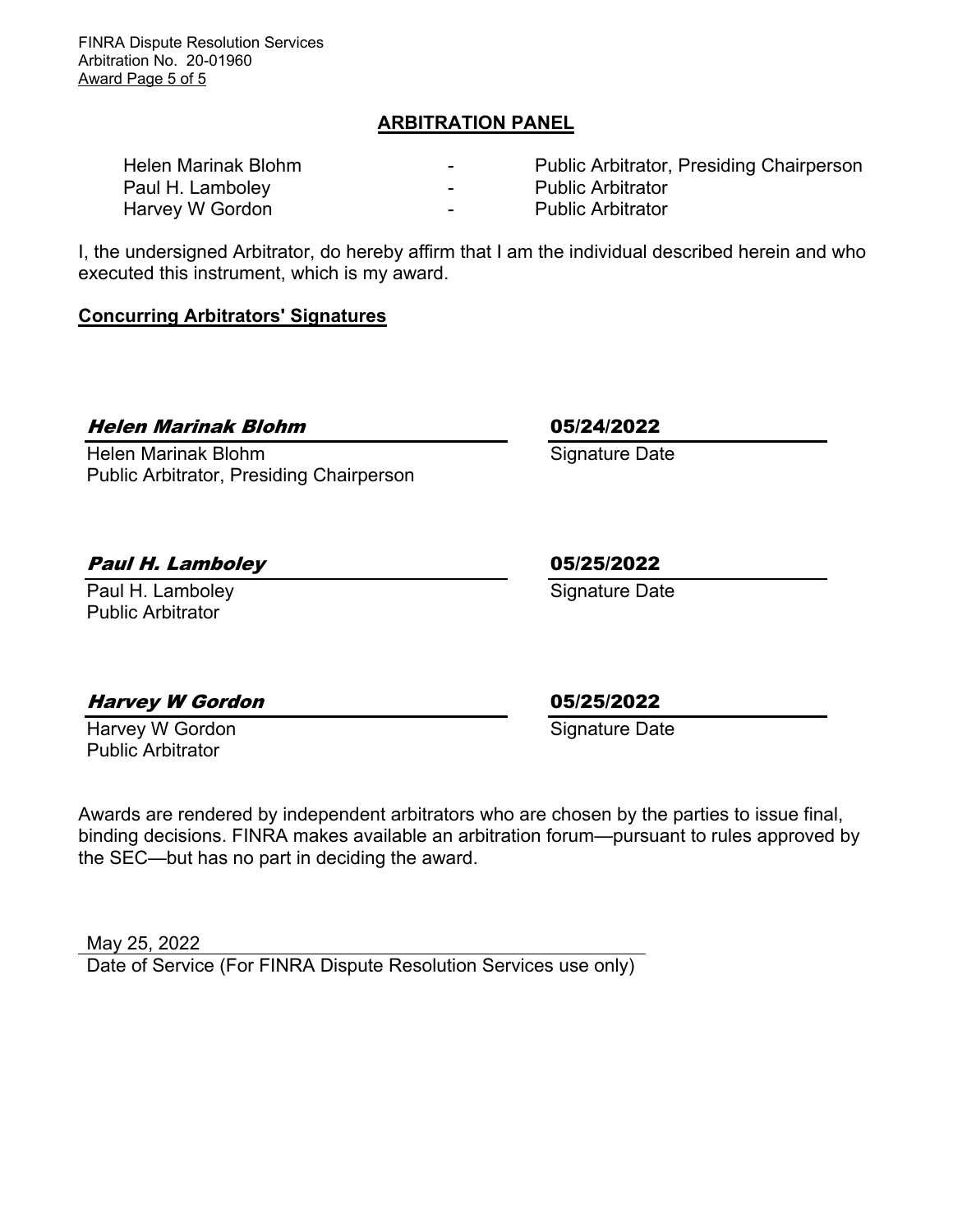## ARBITRATION PANEL

| | | |
|---|---|---|
| Helen Marinak Blohm | - | Public Arbitrator, Presiding Chairperson |
| Paul H. Lamboley | - | Public Arbitrator |
| Harvey W Gordon | - | Public Arbitrator |

I, the undersigned Arbitrator, do hereby affirm that I am the individual described herein and who executed this instrument, which is my award.

**Concurring Arbitrators' Signatures**

| | |
|---|---|
| *Helen Marinak Blohm* | **05/24/2022** |
| Helen Marinak Blohm<br>Public Arbitrator, Presiding Chairperson | Signature Date |
| *Paul H. Lamboley* | **05/25/2022** |
| Paul H. Lamboley<br>Public Arbitrator | Signature Date |
| *Harvey W Gordon* | **05/25/2022** |
| Harvey W Gordon<br>Public Arbitrator | Signature Date |

Awards are rendered by independent arbitrators who are chosen by the parties to issue final, binding decisions. FINRA makes available an arbitration forum—pursuant to rules approved by the SEC—but has no part in deciding the award.

May 25, 2022
Date of Service (For FINRA Dispute Resolution Services use only)